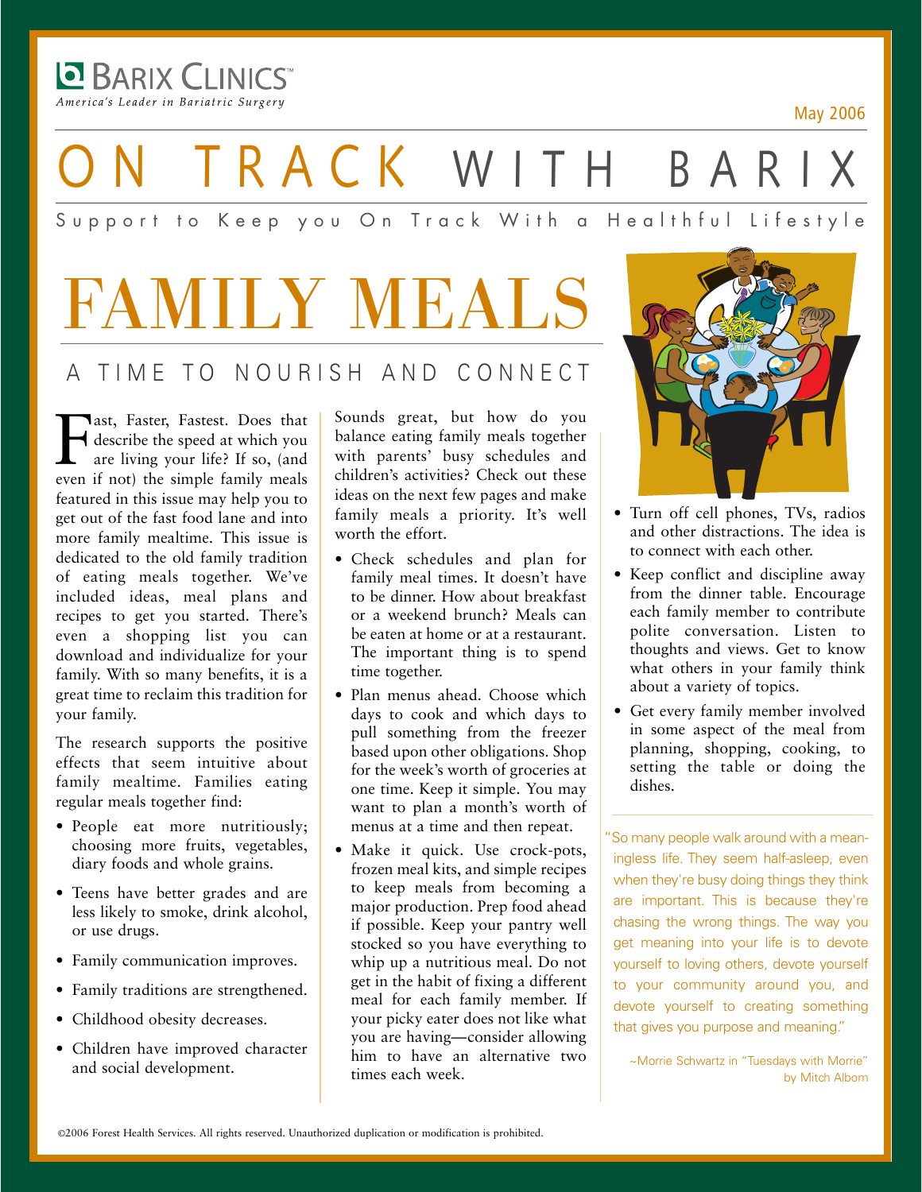BARIX CLINICS™
*America's Leader in Bariatric Surgery*

May 2006

# ON TRACK WITH BARIX

Support to Keep you On Track With a Healthful Lifestyle

# FAMILY MEALS

## A TIME TO NOURISH AND CONNECT

Fast, Faster, Fastest. Does that describe the speed at which you are living your life? If so, (and even if not) the simple family meals featured in this issue may help you to get out of the fast food lane and into more family mealtime. This issue is dedicated to the old family tradition of eating meals together. We've included ideas, meal plans and recipes to get you started. There's even a shopping list you can download and individualize for your family. With so many benefits, it is a great time to reclaim this tradition for your family.

The research supports the positive effects that seem intuitive about family mealtime. Families eating regular meals together find:

- People eat more nutritiously; choosing more fruits, vegetables, diary foods and whole grains.
- Teens have better grades and are less likely to smoke, drink alcohol, or use drugs.
- Family communication improves.
- Family traditions are strengthened.
- Childhood obesity decreases.
- Children have improved character and social development.

Sounds great, but how do you balance eating family meals together with parents' busy schedules and children's activities? Check out these ideas on the next few pages and make family meals a priority. It's well worth the effort.

- Check schedules and plan for family meal times. It doesn't have to be dinner. How about breakfast or a weekend brunch? Meals can be eaten at home or at a restaurant. The important thing is to spend time together.
- Plan menus ahead. Choose which days to cook and which days to pull something from the freezer based upon other obligations. Shop for the week's worth of groceries at one time. Keep it simple. You may want to plan a month's worth of menus at a time and then repeat.
- Make it quick. Use crock-pots, frozen meal kits, and simple recipes to keep meals from becoming a major production. Prep food ahead if possible. Keep your pantry well stocked so you have everything to whip up a nutritious meal. Do not get in the habit of fixing a different meal for each family member. If your picky eater does not like what you are having—consider allowing him to have an alternative two times each week.
- Turn off cell phones, TVs, radios and other distractions. The idea is to connect with each other.
- Keep conflict and discipline away from the dinner table. Encourage each family member to contribute polite conversation. Listen to thoughts and views. Get to know what others in your family think about a variety of topics.
- Get every family member involved in some aspect of the meal from planning, shopping, cooking, to setting the table or doing the dishes.

> "So many people walk around with a meaningless life. They seem half-asleep, even when they're busy doing things they think are important. This is because they're chasing the wrong things. The way you get meaning into your life is to devote yourself to loving others, devote yourself to your community around you, and devote yourself to creating something that gives you purpose and meaning."
>
> ~Morrie Schwartz in "Tuesdays with Morrie" by Mitch Albom

©2006 Forest Health Services. All rights reserved. Unauthorized duplication or modification is prohibited.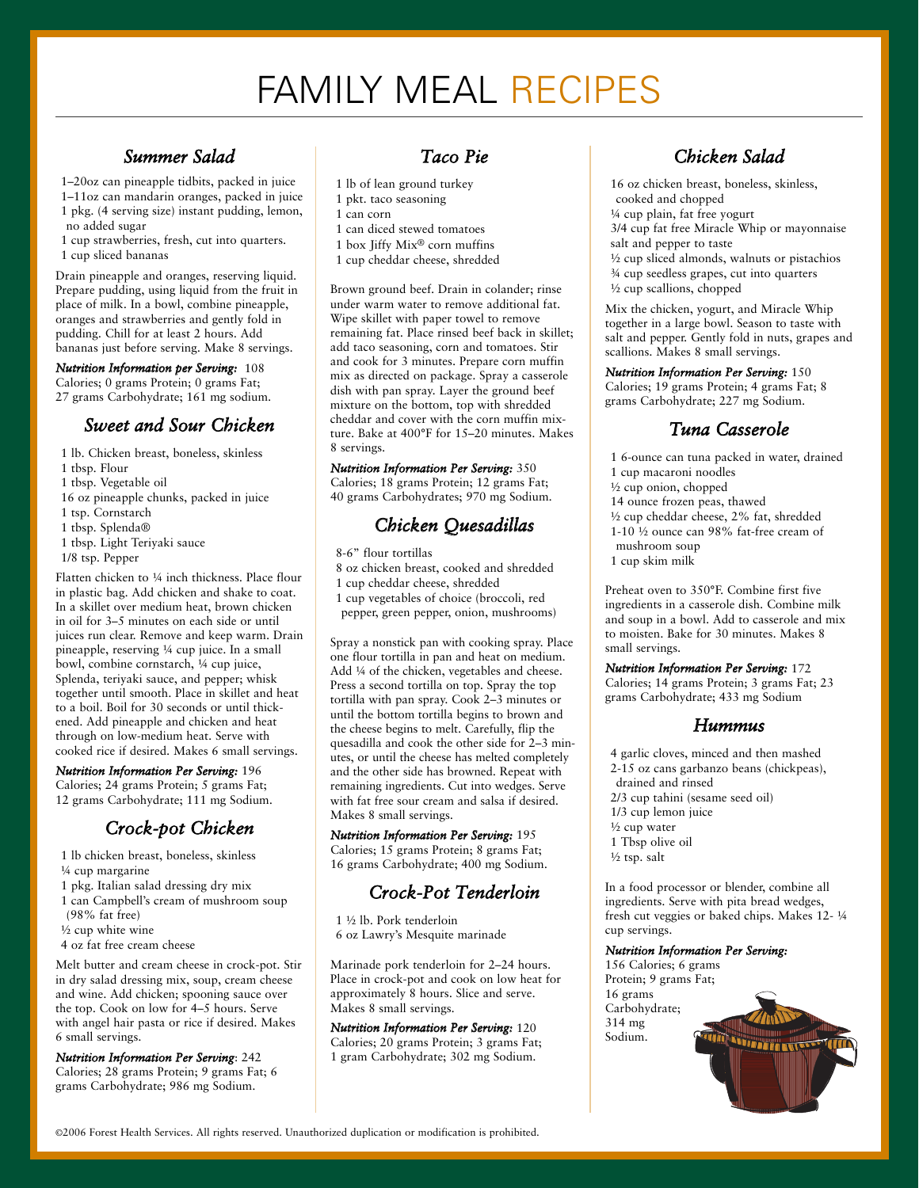# FAMILY MEAL RECIPES

## *Summer Salad*

- 1–20oz can pineapple tidbits, packed in juice
- 1–11oz can mandarin oranges, packed in juice
- 1 pkg. (4 serving size) instant pudding, lemon, no added sugar
- 1 cup strawberries, fresh, cut into quarters.
- 1 cup sliced bananas

Drain pineapple and oranges, reserving liquid. Prepare pudding, using liquid from the fruit in place of milk. In a bowl, combine pineapple, oranges and strawberries and gently fold in pudding. Chill for at least 2 hours. Add bananas just before serving. Make 8 servings.

***Nutrition Information per Serving:*** 108 Calories; 0 grams Protein; 0 grams Fat; 27 grams Carbohydrate; 161 mg sodium.

## *Sweet and Sour Chicken*

- 1 lb. Chicken breast, boneless, skinless
- 1 tbsp. Flour
- 1 tbsp. Vegetable oil
- 16 oz pineapple chunks, packed in juice
- 1 tsp. Cornstarch
- 1 tbsp. Splenda®
- 1 tbsp. Light Teriyaki sauce
- 1/8 tsp. Pepper

Flatten chicken to ¼ inch thickness. Place flour in plastic bag. Add chicken and shake to coat. In a skillet over medium heat, brown chicken in oil for 3–5 minutes on each side or until juices run clear. Remove and keep warm. Drain pineapple, reserving ¼ cup juice. In a small bowl, combine cornstarch, ¼ cup juice, Splenda, teriyaki sauce, and pepper; whisk together until smooth. Place in skillet and heat to a boil. Boil for 30 seconds or until thickened. Add pineapple and chicken and heat through on low-medium heat. Serve with cooked rice if desired. Makes 6 small servings.

***Nutrition Information Per Serving:*** 196 Calories; 24 grams Protein; 5 grams Fat; 12 grams Carbohydrate; 111 mg Sodium.

## *Crock-pot Chicken*

- 1 lb chicken breast, boneless, skinless
- ¼ cup margarine
- 1 pkg. Italian salad dressing dry mix
- 1 can Campbell's cream of mushroom soup (98% fat free)
- ½ cup white wine
- 4 oz fat free cream cheese

Melt butter and cream cheese in crock-pot. Stir in dry salad dressing mix, soup, cream cheese and wine. Add chicken; spooning sauce over the top. Cook on low for 4–5 hours. Serve with angel hair pasta or rice if desired. Makes 6 small servings.

***Nutrition Information Per Serving***: 242 Calories; 28 grams Protein; 9 grams Fat; 6 grams Carbohydrate; 986 mg Sodium.

## *Taco Pie*

- 1 lb of lean ground turkey
- 1 pkt. taco seasoning
- 1 can corn
- 1 can diced stewed tomatoes
- 1 box Jiffy Mix® corn muffins
- 1 cup cheddar cheese, shredded

Brown ground beef. Drain in colander; rinse under warm water to remove additional fat. Wipe skillet with paper towel to remove remaining fat. Place rinsed beef back in skillet; add taco seasoning, corn and tomatoes. Stir and cook for 3 minutes. Prepare corn muffin mix as directed on package. Spray a casserole dish with pan spray. Layer the ground beef mixture on the bottom, top with shredded cheddar and cover with the corn muffin mixture. Bake at 400°F for 15–20 minutes. Makes 8 servings.

***Nutrition Information Per Serving:*** 350 Calories; 18 grams Protein; 12 grams Fat; 40 grams Carbohydrates; 970 mg Sodium.

## *Chicken Quesadillas*

- 8-6" flour tortillas
- 8 oz chicken breast, cooked and shredded
- 1 cup cheddar cheese, shredded
- 1 cup vegetables of choice (broccoli, red pepper, green pepper, onion, mushrooms)

Spray a nonstick pan with cooking spray. Place one flour tortilla in pan and heat on medium. Add ¼ of the chicken, vegetables and cheese. Press a second tortilla on top. Spray the top tortilla with pan spray. Cook 2–3 minutes or until the bottom tortilla begins to brown and the cheese begins to melt. Carefully, flip the quesadilla and cook the other side for 2–3 minutes, or until the cheese has melted completely and the other side has browned. Repeat with remaining ingredients. Cut into wedges. Serve with fat free sour cream and salsa if desired. Makes 8 small servings.

***Nutrition Information Per Serving:*** 195 Calories; 15 grams Protein; 8 grams Fat; 16 grams Carbohydrate; 400 mg Sodium.

## *Crock-Pot Tenderloin*

- 1 ½ lb. Pork tenderloin
- 6 oz Lawry's Mesquite marinade

Marinade pork tenderloin for 2–24 hours. Place in crock-pot and cook on low heat for approximately 8 hours. Slice and serve. Makes 8 small servings.

***Nutrition Information Per Serving:*** 120 Calories; 20 grams Protein; 3 grams Fat; 1 gram Carbohydrate; 302 mg Sodium.

## *Chicken Salad*

- 16 oz chicken breast, boneless, skinless, cooked and chopped
- ¼ cup plain, fat free yogurt
- 3/4 cup fat free Miracle Whip or mayonnaise
- salt and pepper to taste
- ½ cup sliced almonds, walnuts or pistachios
- ¾ cup seedless grapes, cut into quarters
- ½ cup scallions, chopped

Mix the chicken, yogurt, and Miracle Whip together in a large bowl. Season to taste with salt and pepper. Gently fold in nuts, grapes and scallions. Makes 8 small servings.

***Nutrition Information Per Serving:*** 150 Calories; 19 grams Protein; 4 grams Fat; 8 grams Carbohydrate; 227 mg Sodium.

## *Tuna Casserole*

- 1 6-ounce can tuna packed in water, drained
- 1 cup macaroni noodles
- ½ cup onion, chopped
- 14 ounce frozen peas, thawed
- ½ cup cheddar cheese, 2% fat, shredded
- 1-10 ½ ounce can 98% fat-free cream of mushroom soup
- 1 cup skim milk

Preheat oven to 350°F. Combine first five ingredients in a casserole dish. Combine milk and soup in a bowl. Add to casserole and mix to moisten. Bake for 30 minutes. Makes 8 small servings.

***Nutrition Information Per Serving:*** 172 Calories; 14 grams Protein; 3 grams Fat; 23 grams Carbohydrate; 433 mg Sodium

## *Hummus*

- 4 garlic cloves, minced and then mashed
- 2-15 oz cans garbanzo beans (chickpeas), drained and rinsed
- 2/3 cup tahini (sesame seed oil)
- 1/3 cup lemon juice
- ½ cup water
- 1 Tbsp olive oil
- ½ tsp. salt

In a food processor or blender, combine all ingredients. Serve with pita bread wedges, fresh cut veggies or baked chips. Makes 12- ¼ cup servings.

***Nutrition Information Per Serving:*** 156 Calories; 6 grams Protein; 9 grams Fat; 16 grams Carbohydrate; 314 mg Sodium.

©2006 Forest Health Services. All rights reserved. Unauthorized duplication or modification is prohibited.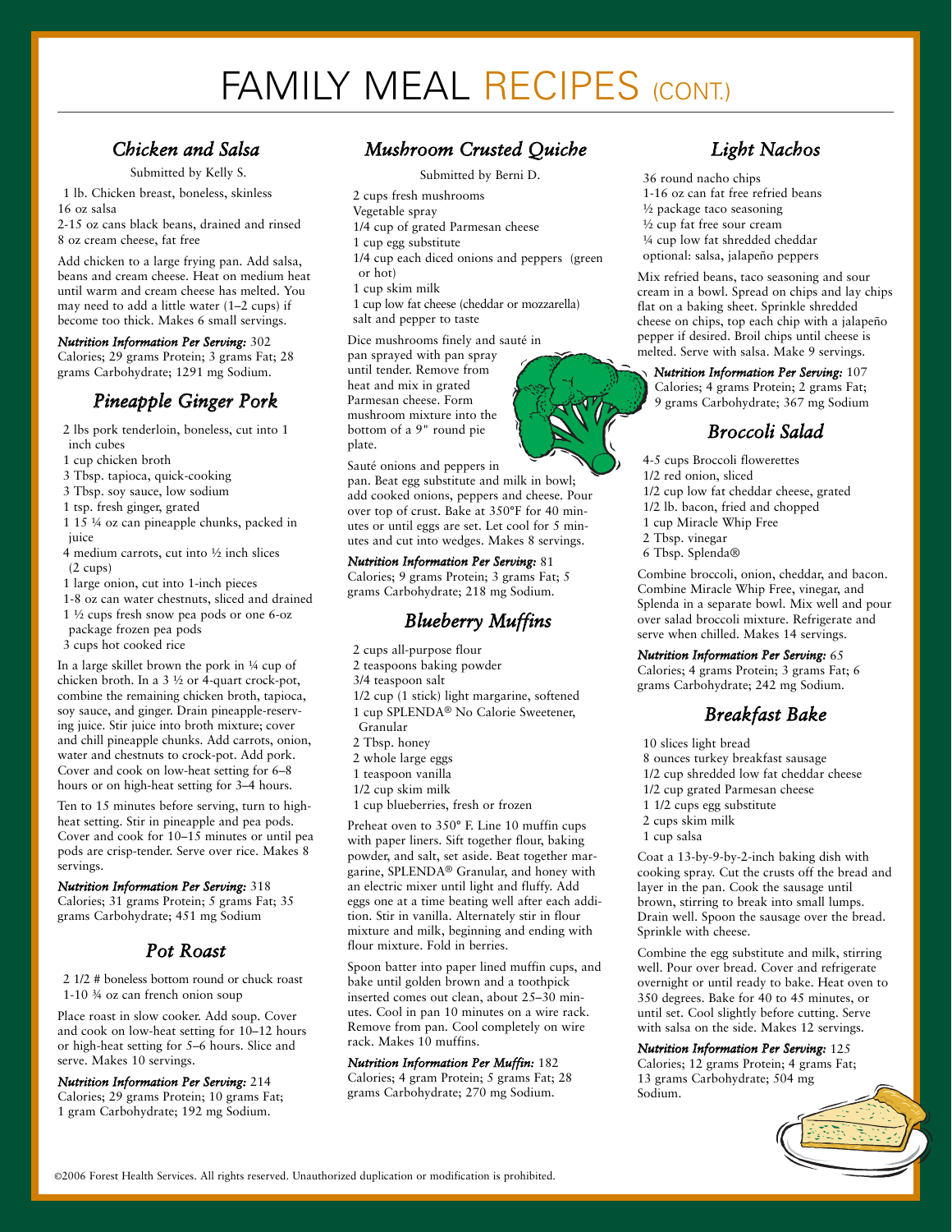# FAMILY MEAL RECIPES (CONT.)

## *Chicken and Salsa*

Submitted by Kelly S.

1 lb. Chicken breast, boneless, skinless
16 oz salsa
2-15 oz cans black beans, drained and rinsed
8 oz cream cheese, fat free

Add chicken to a large frying pan. Add salsa, beans and cream cheese. Heat on medium heat until warm and cream cheese has melted. You may need to add a little water (1–2 cups) if become too thick. Makes 6 small servings.

***Nutrition Information Per Serving:*** 302 Calories; 29 grams Protein; 3 grams Fat; 28 grams Carbohydrate; 1291 mg Sodium.

## *Pineapple Ginger Pork*

2 lbs pork tenderloin, boneless, cut into 1 inch cubes
1 cup chicken broth
3 Tbsp. tapioca, quick-cooking
3 Tbsp. soy sauce, low sodium
1 tsp. fresh ginger, grated
1 15 ¼ oz can pineapple chunks, packed in juice
4 medium carrots, cut into ½ inch slices (2 cups)
1 large onion, cut into 1-inch pieces
1-8 oz can water chestnuts, sliced and drained
1 ½ cups fresh snow pea pods or one 6-oz package frozen pea pods
3 cups hot cooked rice

In a large skillet brown the pork in ¼ cup of chicken broth. In a 3 ½ or 4-quart crock-pot, combine the remaining chicken broth, tapioca, soy sauce, and ginger. Drain pineapple-reserving juice. Stir juice into broth mixture; cover and chill pineapple chunks. Add carrots, onion, water and chestnuts to crock-pot. Add pork. Cover and cook on low-heat setting for 6–8 hours or on high-heat setting for 3–4 hours.

Ten to 15 minutes before serving, turn to high-heat setting. Stir in pineapple and pea pods. Cover and cook for 10–15 minutes or until pea pods are crisp-tender. Serve over rice. Makes 8 servings.

***Nutrition Information Per Serving:*** 318 Calories; 31 grams Protein; 5 grams Fat; 35 grams Carbohydrate; 451 mg Sodium

## *Pot Roast*

2 1/2 # boneless bottom round or chuck roast
1-10 ¾ oz can french onion soup

Place roast in slow cooker. Add soup. Cover and cook on low-heat setting for 10–12 hours or high-heat setting for 5–6 hours. Slice and serve. Makes 10 servings.

***Nutrition Information Per Serving:*** 214 Calories; 29 grams Protein; 10 grams Fat; 1 gram Carbohydrate; 192 mg Sodium.

## *Mushroom Crusted Quiche*

Submitted by Berni D.

2 cups fresh mushrooms
Vegetable spray
1/4 cup of grated Parmesan cheese
1 cup egg substitute
1/4 cup each diced onions and peppers (green or hot)
1 cup skim milk
1 cup low fat cheese (cheddar or mozzarella)
salt and pepper to taste

Dice mushrooms finely and sauté in pan sprayed with pan spray until tender. Remove from heat and mix in grated Parmesan cheese. Form mushroom mixture into the bottom of a 9" round pie plate.

Sauté onions and peppers in pan. Beat egg substitute and milk in bowl; add cooked onions, peppers and cheese. Pour over top of crust. Bake at 350°F for 40 minutes or until eggs are set. Let cool for 5 minutes and cut into wedges. Makes 8 servings.

***Nutrition Information Per Serving:*** 81 Calories; 9 grams Protein; 3 grams Fat; 5 grams Carbohydrate; 218 mg Sodium.

## *Blueberry Muffins*

2 cups all-purpose flour
2 teaspoons baking powder
3/4 teaspoon salt
1/2 cup (1 stick) light margarine, softened
1 cup SPLENDA® No Calorie Sweetener, Granular
2 Tbsp. honey
2 whole large eggs
1 teaspoon vanilla
1/2 cup skim milk
1 cup blueberries, fresh or frozen

Preheat oven to 350° F. Line 10 muffin cups with paper liners. Sift together flour, baking powder, and salt, set aside. Beat together margarine, SPLENDA® Granular, and honey with an electric mixer until light and fluffy. Add eggs one at a time beating well after each addition. Stir in vanilla. Alternately stir in flour mixture and milk, beginning and ending with flour mixture. Fold in berries.

Spoon batter into paper lined muffin cups, and bake until golden brown and a toothpick inserted comes out clean, about 25–30 minutes. Cool in pan 10 minutes on a wire rack. Remove from pan. Cool completely on wire rack. Makes 10 muffins.

***Nutrition Information Per Muffin:*** 182 Calories; 4 gram Protein; 5 grams Fat; 28 grams Carbohydrate; 270 mg Sodium.

## *Light Nachos*

36 round nacho chips
1-16 oz can fat free refried beans
½ package taco seasoning
½ cup fat free sour cream
¼ cup low fat shredded cheddar
optional: salsa, jalapeño peppers

Mix refried beans, taco seasoning and sour cream in a bowl. Spread on chips and lay chips flat on a baking sheet. Sprinkle shredded cheese on chips, top each chip with a jalapeño pepper if desired. Broil chips until cheese is melted. Serve with salsa. Make 9 servings.

***Nutrition Information Per Serving:*** 107 Calories; 4 grams Protein; 2 grams Fat; 9 grams Carbohydrate; 367 mg Sodium

## *Broccoli Salad*

4-5 cups Broccoli flowerettes
1/2 red onion, sliced
1/2 cup low fat cheddar cheese, grated
1/2 lb. bacon, fried and chopped
1 cup Miracle Whip Free
2 Tbsp. vinegar
6 Tbsp. Splenda®

Combine broccoli, onion, cheddar, and bacon. Combine Miracle Whip Free, vinegar, and Splenda in a separate bowl. Mix well and pour over salad broccoli mixture. Refrigerate and serve when chilled. Makes 14 servings.

***Nutrition Information Per Serving:*** 65 Calories; 4 grams Protein; 3 grams Fat; 6 grams Carbohydrate; 242 mg Sodium.

## *Breakfast Bake*

10 slices light bread
8 ounces turkey breakfast sausage
1/2 cup shredded low fat cheddar cheese
1/2 cup grated Parmesan cheese
1 1/2 cups egg substitute
2 cups skim milk
1 cup salsa

Coat a 13-by-9-by-2-inch baking dish with cooking spray. Cut the crusts off the bread and layer in the pan. Cook the sausage until brown, stirring to break into small lumps. Drain well. Spoon the sausage over the bread. Sprinkle with cheese.

Combine the egg substitute and milk, stirring well. Pour over bread. Cover and refrigerate overnight or until ready to bake. Heat oven to 350 degrees. Bake for 40 to 45 minutes, or until set. Cool slightly before cutting. Serve with salsa on the side. Makes 12 servings.

***Nutrition Information Per Serving:*** 125 Calories; 12 grams Protein; 4 grams Fat; 13 grams Carbohydrate; 504 mg Sodium.

©2006 Forest Health Services. All rights reserved. Unauthorized duplication or modification is prohibited.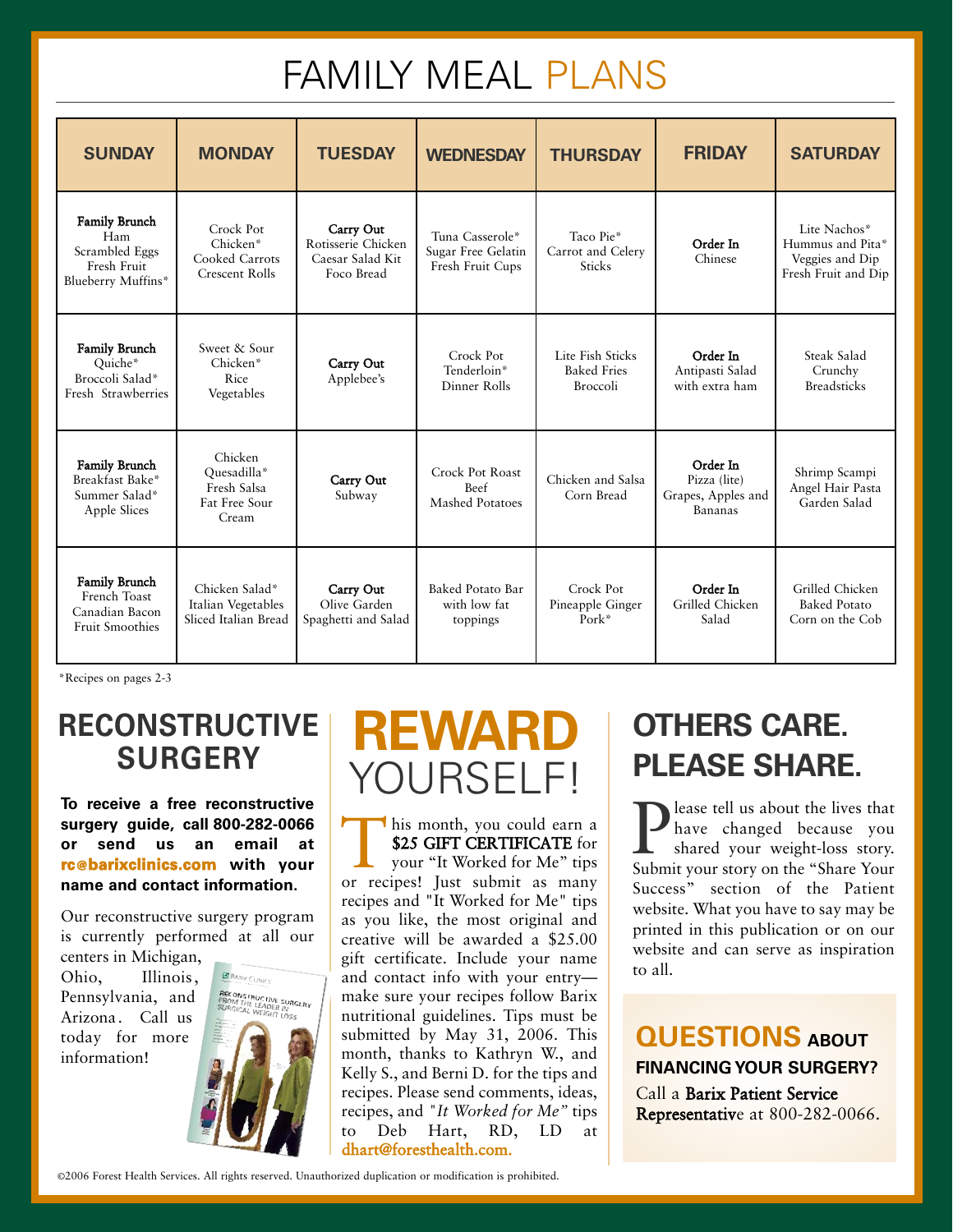# FAMILY MEAL PLANS

| SUNDAY | MONDAY | TUESDAY | WEDNESDAY | THURSDAY | FRIDAY | SATURDAY |
|---|---|---|---|---|---|---|
| **Family Brunch** Ham Scrambled Eggs Fresh Fruit Blueberry Muffins* | Crock Pot Chicken* Cooked Carrots Crescent Rolls | **Carry Out** Rotisserie Chicken Caesar Salad Kit Foco Bread | Tuna Casserole* Sugar Free Gelatin Fresh Fruit Cups | Taco Pie* Carrot and Celery Sticks | **Order In** Chinese | Lite Nachos* Hummus and Pita* Veggies and Dip Fresh Fruit and Dip |
| **Family Brunch** Quiche* Broccoli Salad* Fresh Strawberries | Sweet & Sour Chicken* Rice Vegetables | **Carry Out** Applebee's | Crock Pot Tenderloin* Dinner Rolls | Lite Fish Sticks Baked Fries Broccoli | **Order In** Antipasti Salad with extra ham | Steak Salad Crunchy Breadsticks |
| **Family Brunch** Breakfast Bake* Summer Salad* Apple Slices | Chicken Quesadilla* Fresh Salsa Fat Free Sour Cream | **Carry Out** Subway | Crock Pot Roast Beef Mashed Potatoes | Chicken and Salsa Corn Bread | **Order In** Pizza (lite) Grapes, Apples and Bananas | Shrimp Scampi Angel Hair Pasta Garden Salad |
| **Family Brunch** French Toast Canadian Bacon Fruit Smoothies | Chicken Salad* Italian Vegetables Sliced Italian Bread | **Carry Out** Olive Garden Spaghetti and Salad | Baked Potato Bar with low fat toppings | Crock Pot Pineapple Ginger Pork* | **Order In** Grilled Chicken Salad | Grilled Chicken Baked Potato Corn on the Cob |

*Recipes on pages 2-3

## RECONSTRUCTIVE SURGERY

**To receive a free reconstructive surgery guide, call 800-282-0066 or send us an email at rc@barixclinics.com with your name and contact information.**

Our reconstructive surgery program is currently performed at all our centers in Michigan, Ohio, Illinois, Pennsylvania, and Arizona. Call us today for more information!

## REWARD YOURSELF!

This month, you could earn a **$25 GIFT CERTIFICATE** for your "It Worked for Me" tips or recipes! Just submit as many recipes and "It Worked for Me" tips as you like, the most original and creative will be awarded a $25.00 gift certificate. Include your name and contact info with your entry—make sure your recipes follow Barix nutritional guidelines. Tips must be submitted by May 31, 2006. This month, thanks to Kathryn W., and Kelly S., and Berni D. for the tips and recipes. Please send comments, ideas, recipes, and "*It Worked for Me*" tips to Deb Hart, RD, LD at dhart@foresthealth.com.

## OTHERS CARE. PLEASE SHARE.

Please tell us about the lives that have changed because you shared your weight-loss story. Submit your story on the "Share Your Success" section of the Patient website. What you have to say may be printed in this publication or on our website and can serve as inspiration to all.

### QUESTIONS ABOUT FINANCING YOUR SURGERY?

Call a **Barix Patient Service Representative** at 800-282-0066.

©2006 Forest Health Services. All rights reserved. Unauthorized duplication or modification is prohibited.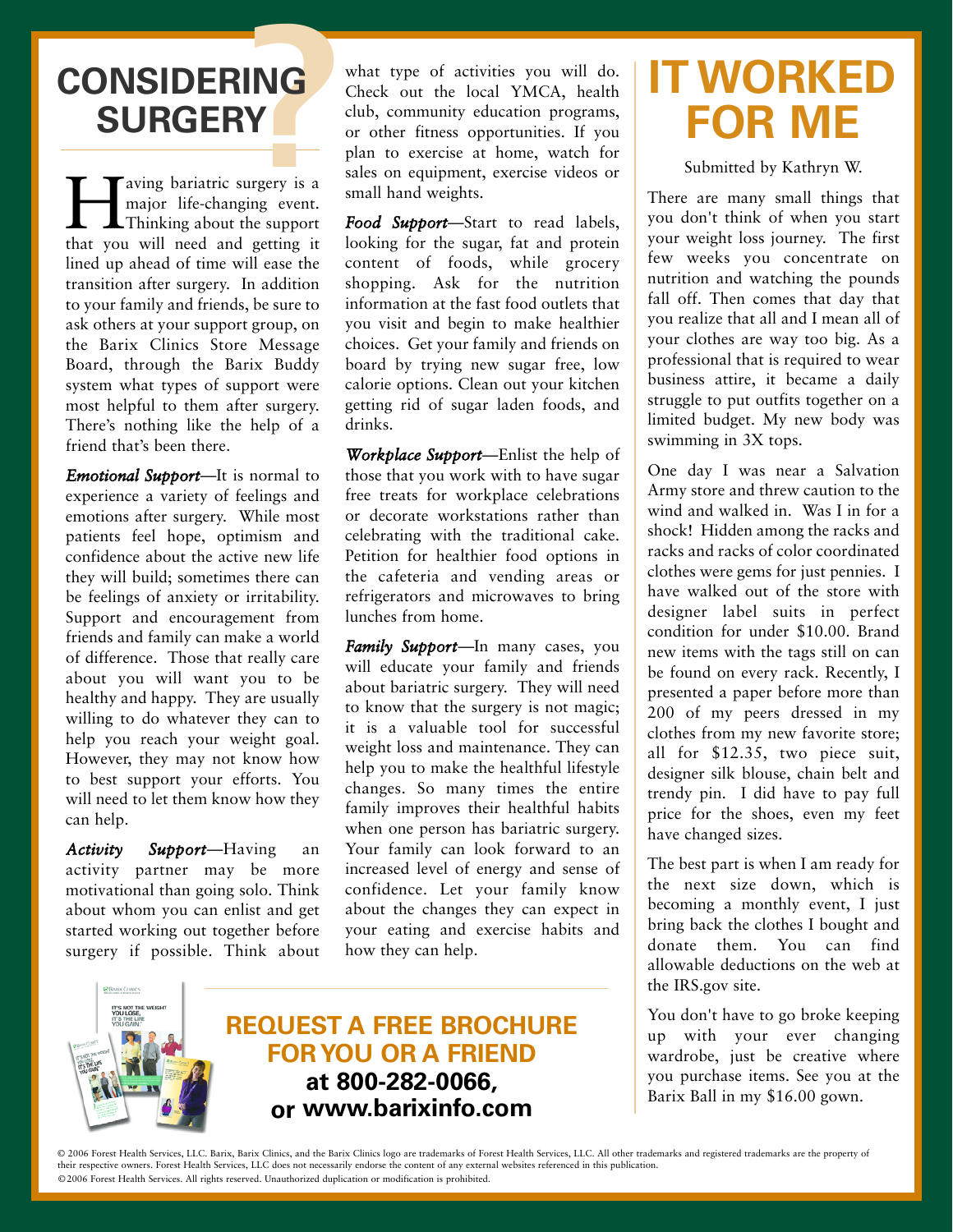# CONSIDERING SURGERY?

Having bariatric surgery is a major life-changing event. Thinking about the support that you will need and getting it lined up ahead of time will ease the transition after surgery. In addition to your family and friends, be sure to ask others at your support group, on the Barix Clinics Store Message Board, through the Barix Buddy system what types of support were most helpful to them after surgery. There's nothing like the help of a friend that's been there.

***Emotional Support***—It is normal to experience a variety of feelings and emotions after surgery. While most patients feel hope, optimism and confidence about the active new life they will build; sometimes there can be feelings of anxiety or irritability. Support and encouragement from friends and family can make a world of difference. Those that really care about you will want you to be healthy and happy. They are usually willing to do whatever they can to help you reach your weight goal. However, they may not know how to best support your efforts. You will need to let them know how they can help.

***Activity Support***—Having an activity partner may be more motivational than going solo. Think about whom you can enlist and get started working out together before surgery if possible. Think about what type of activities you will do. Check out the local YMCA, health club, community education programs, or other fitness opportunities. If you plan to exercise at home, watch for sales on equipment, exercise videos or small hand weights.

***Food Support***—Start to read labels, looking for the sugar, fat and protein content of foods, while grocery shopping. Ask for the nutrition information at the fast food outlets that you visit and begin to make healthier choices. Get your family and friends on board by trying new sugar free, low calorie options. Clean out your kitchen getting rid of sugar laden foods, and drinks.

***Workplace Support***—Enlist the help of those that you work with to have sugar free treats for workplace celebrations or decorate workstations rather than celebrating with the traditional cake. Petition for healthier food options in the cafeteria and vending areas or refrigerators and microwaves to bring lunches from home.

***Family Support***—In many cases, you will educate your family and friends about bariatric surgery. They will need to know that the surgery is not magic; it is a valuable tool for successful weight loss and maintenance. They can help you to make the healthful lifestyle changes. So many times the entire family improves their healthful habits when one person has bariatric surgery. Your family can look forward to an increased level of energy and sense of confidence. Let your family know about the changes they can expect in your eating and exercise habits and how they can help.

# IT WORKED FOR ME

Submitted by Kathryn W.

There are many small things that you don't think of when you start your weight loss journey. The first few weeks you concentrate on nutrition and watching the pounds fall off. Then comes that day that you realize that all and I mean all of your clothes are way too big. As a professional that is required to wear business attire, it became a daily struggle to put outfits together on a limited budget. My new body was swimming in 3X tops.

One day I was near a Salvation Army store and threw caution to the wind and walked in. Was I in for a shock! Hidden among the racks and racks and racks of color coordinated clothes were gems for just pennies. I have walked out of the store with designer label suits in perfect condition for under $10.00. Brand new items with the tags still on can be found on every rack. Recently, I presented a paper before more than 200 of my peers dressed in my clothes from my new favorite store; all for $12.35, two piece suit, designer silk blouse, chain belt and trendy pin. I did have to pay full price for the shoes, even my feet have changed sizes.

The best part is when I am ready for the next size down, which is becoming a monthly event, I just bring back the clothes I bought and donate them. You can find allowable deductions on the web at the IRS.gov site.

You don't have to go broke keeping up with your ever changing wardrobe, just be creative where you purchase items. See you at the Barix Ball in my $16.00 gown.

## REQUEST A FREE BROCHURE FOR YOU OR A FRIEND

**at 800-282-0066, or www.barixinfo.com**

© 2006 Forest Health Services, LLC. Barix, Barix Clinics, and the Barix Clinics logo are trademarks of Forest Health Services, LLC. All other trademarks and registered trademarks are the property of their respective owners. Forest Health Services, LLC does not necessarily endorse the content of any external websites referenced in this publication.
©2006 Forest Health Services. All rights reserved. Unauthorized duplication or modification is prohibited.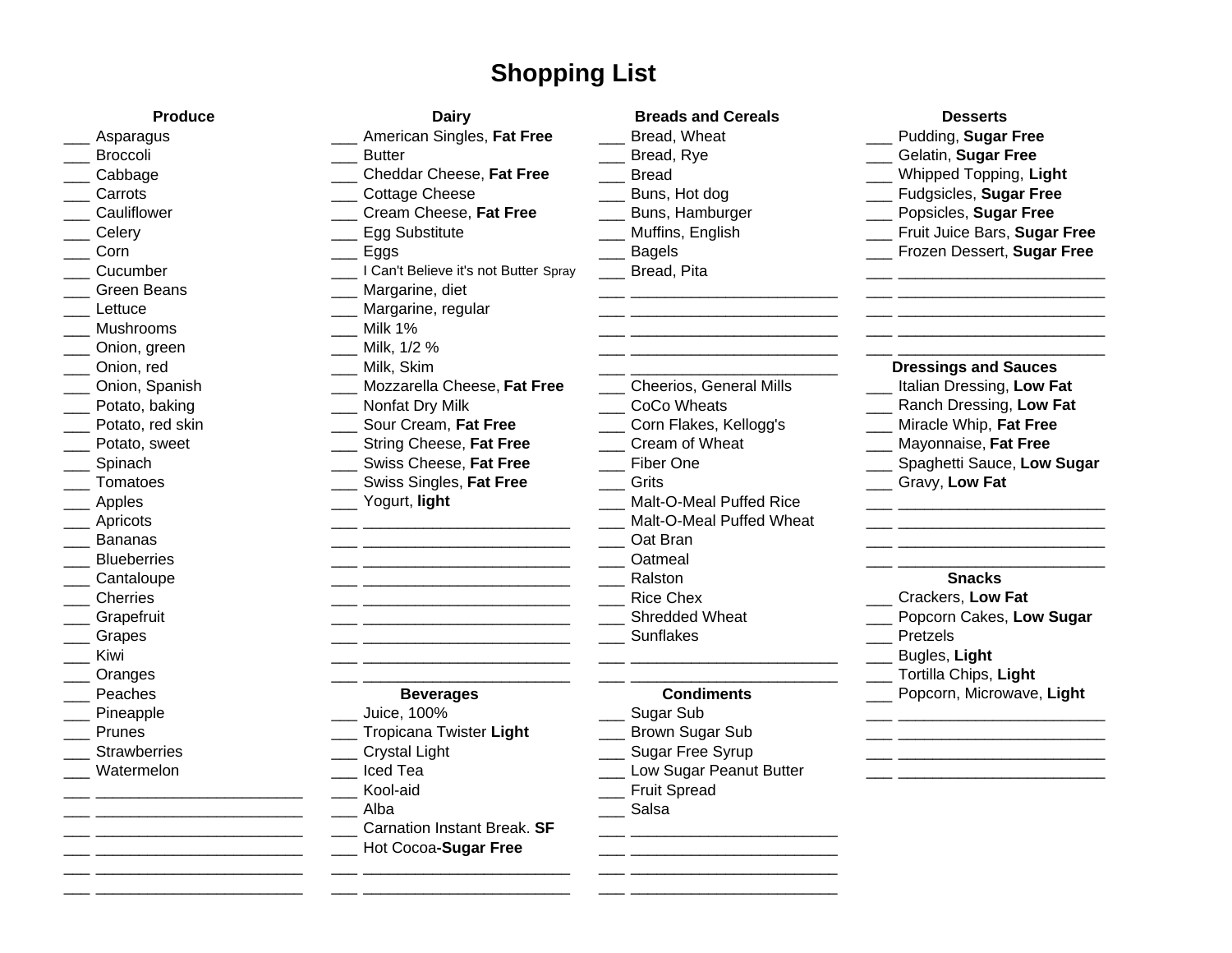# Shopping List

### Produce

- ___ Asparagus
- ___ Broccoli
- ___ Cabbage
- ___ Carrots
- ___ Cauliflower
- ___ Celery
- ___ Corn
- ___ Cucumber
- ___ Green Beans
- ___ Lettuce
- ___ Mushrooms
- ___ Onion, green
- ___ Onion, red
- ___ Onion, Spanish
- ___ Potato, baking
- ___ Potato, red skin
- ___ Potato, sweet
- ___ Spinach
- ___ Tomatoes
- ___ Apples
- ___ Apricots
- ___ Bananas
- ___ Blueberries
- ___ Cantaloupe
- ___ Cherries
- ___ Grapefruit
- ___ Grapes
- ___ Kiwi
- ___ Oranges
- ___ Peaches
- ___ Pineapple
- ___ Prunes
- ___ Strawberries
- ___ Watermelon
- ___ ________________________
- ___ ________________________
- ___ ________________________
- ___ ________________________
- ___ ________________________

### Dairy

- ___ American Singles, **Fat Free**
- ___ Butter
- ___ Cheddar Cheese, **Fat Free**
- ___ Cottage Cheese
- ___ Cream Cheese, **Fat Free**
- ___ Egg Substitute
- ___ Eggs
- ___ I Can't Believe it's not Butter Spray
- ___ Margarine, diet
- ___ Margarine, regular
- ___ Milk 1%
- ___ Milk, 1/2 %
- ___ Milk, Skim
- ___ Mozzarella Cheese, **Fat Free**
- ___ Nonfat Dry Milk
- ___ Sour Cream, **Fat Free**
- ___ String Cheese, **Fat Free**
- ___ Swiss Cheese, **Fat Free**
- ___ Swiss Singles, **Fat Free**
- ___ Yogurt, **light**
- ___ ________________________
- ___ ________________________
- ___ ________________________
- ___ ________________________
- ___ ________________________
- ___ ________________________
- ___ ________________________
- ___ ________________________
- ___ ________________________

### Beverages

- ___ Juice, 100%
- ___ Tropicana Twister **Light**
- ___ Crystal Light
- ___ Iced Tea
- ___ Kool-aid
- ___ Alba
- ___ Carnation Instant Break. **SF**
- ___ Hot Cocoa**-Sugar Free**
- ___ ________________________
- ___ ________________________

### Breads and Cereals

- ___ Bread, Wheat
- ___ Bread, Rye
- ___ Bread
- ___ Buns, Hot dog
- ___ Buns, Hamburger
- ___ Muffins, English
- ___ Bagels
- ___ Bread, Pita
- ___ ________________________
- ___ ________________________
- ___ ________________________
- ___ ________________________
- ___ ________________________
- ___ Cheerios, General Mills
- ___ CoCo Wheats
- ___ Corn Flakes, Kellogg's
- ___ Cream of Wheat
- ___ Fiber One
- ___ Grits
- ___ Malt-O-Meal Puffed Rice
- ___ Malt-O-Meal Puffed Wheat
- ___ Oat Bran
- ___ Oatmeal
- ___ Ralston
- ___ Rice Chex
- ___ Shredded Wheat
- ___ Sunflakes
- ___ ________________________
- ___ ________________________

### Condiments

- ___ Sugar Sub
- ___ Brown Sugar Sub
- ___ Sugar Free Syrup
- ___ Low Sugar Peanut Butter
- ___ Fruit Spread
- ___ Salsa
- ___ ________________________
- ___ ________________________
- ___ ________________________
- ___ ________________________

### Desserts

- ___ Pudding, **Sugar Free**
- ___ Gelatin, **Sugar Free**
- ___ Whipped Topping, **Light**
- ___ Fudgsicles, **Sugar Free**
- ___ Popsicles, **Sugar Free**
- ___ Fruit Juice Bars, **Sugar Free**
- ___ Frozen Dessert, **Sugar Free**
- ___ ________________________
- ___ ________________________
- ___ ________________________
- ___ ________________________
- ___ ________________________

### Dressings and Sauces

- ___ Italian Dressing, **Low Fat**
- ___ Ranch Dressing, **Low Fat**
- ___ Miracle Whip, **Fat Free**
- ___ Mayonnaise, **Fat Free**
- ___ Spaghetti Sauce, **Low Sugar**
- ___ Gravy, **Low Fat**
- ___ ________________________
- ___ ________________________
- ___ ________________________
- ___ ________________________

### Snacks

- ___ Crackers, **Low Fat**
- ___ Popcorn Cakes, **Low Sugar**
- ___ Pretzels
- ___ Bugles, **Light**
- ___ Tortilla Chips, **Light**
- ___ Popcorn, Microwave, **Light**
- ___ ________________________
- ___ ________________________
- ___ ________________________
- ___ ________________________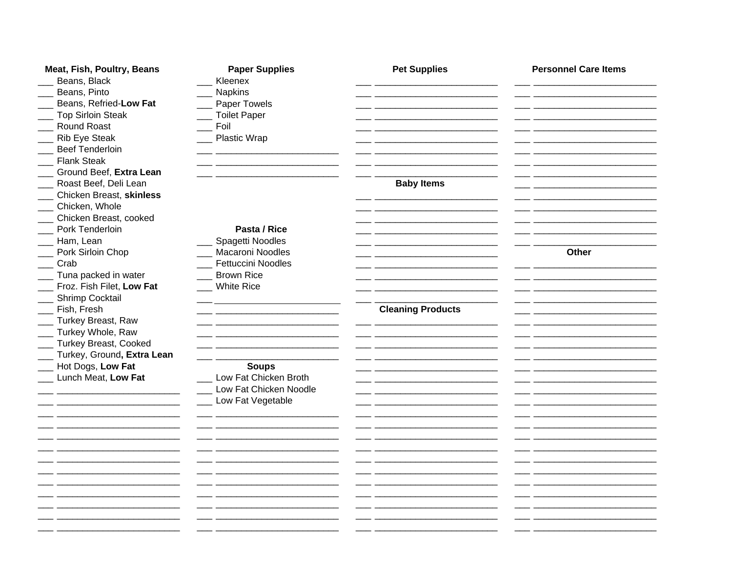### Meat, Fish, Poultry, Beans

- ___ Beans, Black
- ___ Beans, Pinto
- ___ Beans, Refried-**Low Fat**
- ___ Top Sirloin Steak
- ___ Round Roast
- ___ Rib Eye Steak
- ___ Beef Tenderloin
- ___ Flank Steak
- ___ Ground Beef, **Extra Lean**
- ___ Roast Beef, Deli Lean
- ___ Chicken Breast, **skinless**
- ___ Chicken, Whole
- ___ Chicken Breast, cooked
- ___ Pork Tenderloin
- ___ Ham, Lean
- ___ Pork Sirloin Chop
- ___ Crab
- ___ Tuna packed in water
- ___ Froz. Fish Filet, **Low Fat**
- ___ Shrimp Cocktail
- ___ Fish, Fresh
- ___ Turkey Breast, Raw
- ___ Turkey Whole, Raw
- ___ Turkey Breast, Cooked
- ___ Turkey, Ground**, Extra Lean**
- ___ Hot Dogs, **Low Fat**
- ___ Lunch Meat, **Low Fat**
- ___ ________________________
- ___ ________________________
- ___ ________________________
- ___ ________________________
- ___ ________________________
- ___ ________________________
- ___ ________________________
- ___ ________________________
- ___ ________________________
- ___ ________________________
- ___ ________________________
- ___ ________________________
- ___ ________________________

### Paper Supplies

- ___ Kleenex
- ___ Napkins
- ___ Paper Towels
- ___ Toilet Paper
- ___ Foil
- ___ Plastic Wrap
- ___ ________________________
- ___ ________________________
- ___ ________________________

### Pasta / Rice

- ___ Spagetti Noodles
- ___ Macaroni Noodles
- ___ Fettuccini Noodles
- ___ Brown Rice
- ___ White Rice
- ___ ________________________
- ___ ________________________
- ___ ________________________
- ___ ________________________
- ___ ________________________

### Soups

- ___ Low Fat Chicken Broth
- ___ Low Fat Chicken Noodle
- ___ Low Fat Vegetable
- ___ ________________________
- ___ ________________________
- ___ ________________________
- ___ ________________________
- ___ ________________________
- ___ ________________________
- ___ ________________________
- ___ ________________________
- ___ ________________________
- ___ ________________________

### Pet Supplies

- ___ ________________________
- ___ ________________________
- ___ ________________________
- ___ ________________________
- ___ ________________________
- ___ ________________________
- ___ ________________________
- ___ ________________________
- ___ ________________________

### Baby Items

- ___ ________________________
- ___ ________________________
- ___ ________________________
- ___ ________________________
- ___ ________________________
- ___ ________________________
- ___ ________________________
- ___ ________________________
- ___ ________________________
- ___ ________________________

### Cleaning Products

- ___ ________________________
- ___ ________________________
- ___ ________________________
- ___ ________________________
- ___ ________________________
- ___ ________________________
- ___ ________________________
- ___ ________________________
- ___ ________________________
- ___ ________________________
- ___ ________________________
- ___ ________________________
- ___ ________________________
- ___ ________________________
- ___ ________________________
- ___ ________________________
- ___ ________________________
- ___ ________________________
- ___ ________________________

### Personnel Care Items

- ___ ________________________
- ___ ________________________
- ___ ________________________
- ___ ________________________
- ___ ________________________
- ___ ________________________
- ___ ________________________
- ___ ________________________
- ___ ________________________
- ___ ________________________
- ___ ________________________
- ___ ________________________
- ___ ________________________
- ___ ________________________
- ___ ________________________

### Other

- ___ ________________________
- ___ ________________________
- ___ ________________________
- ___ ________________________
- ___ ________________________
- ___ ________________________
- ___ ________________________
- ___ ________________________
- ___ ________________________
- ___ ________________________
- ___ ________________________
- ___ ________________________
- ___ ________________________
- ___ ________________________
- ___ ________________________
- ___ ________________________
- ___ ________________________
- ___ ________________________
- ___ ________________________
- ___ ________________________
- ___ ________________________
- ___ ________________________
- ___ ________________________